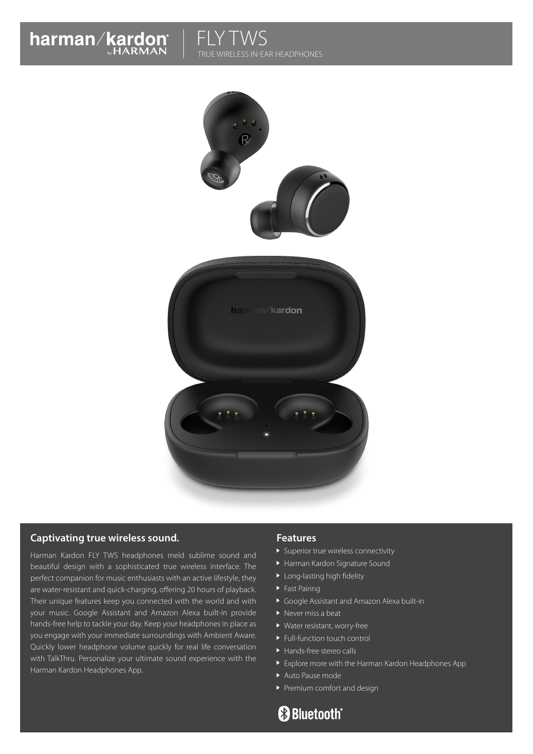harman/kardon by HARMAN

# FLY TWS

TRUE WIRELESS IN-EAR HEADPHONES

## Captivating true wireless sound.

Harman Kardon FLY TWS headphones meld sublime sound and beautiful design with a sophisticated true wireless interface. The perfect companion for music enthusiasts with an active lifestyle, they are water-resistant and quick-charging, offering 20 hours of playback. Their unique features keep you connected with the world and with your music. Google Assistant and Amazon Alexa built-in provide hands-free help to tackle your day. Keep your headphones in place as you engage with your immediate surroundings with Ambient Aware. Quickly lower headphone volume quickly for real life conversation with TalkThru. Personalize your ultimate sound experience with the Harman Kardon Headphones App.

## Features

- Superior true wireless connectivity
- Harman Kardon Signature Sound
- Long-lasting high fidelity
- Fast Pairing
- Google Assistant and Amazon Alexa built-in
- Never miss a beat
- Water resistant, worry-free
- Full-function touch control
- Hands-free stereo calls
- Explore more with the Harman Kardon Headphones App
- Auto Pause mode
- Premium comfort and design

Bluetooth®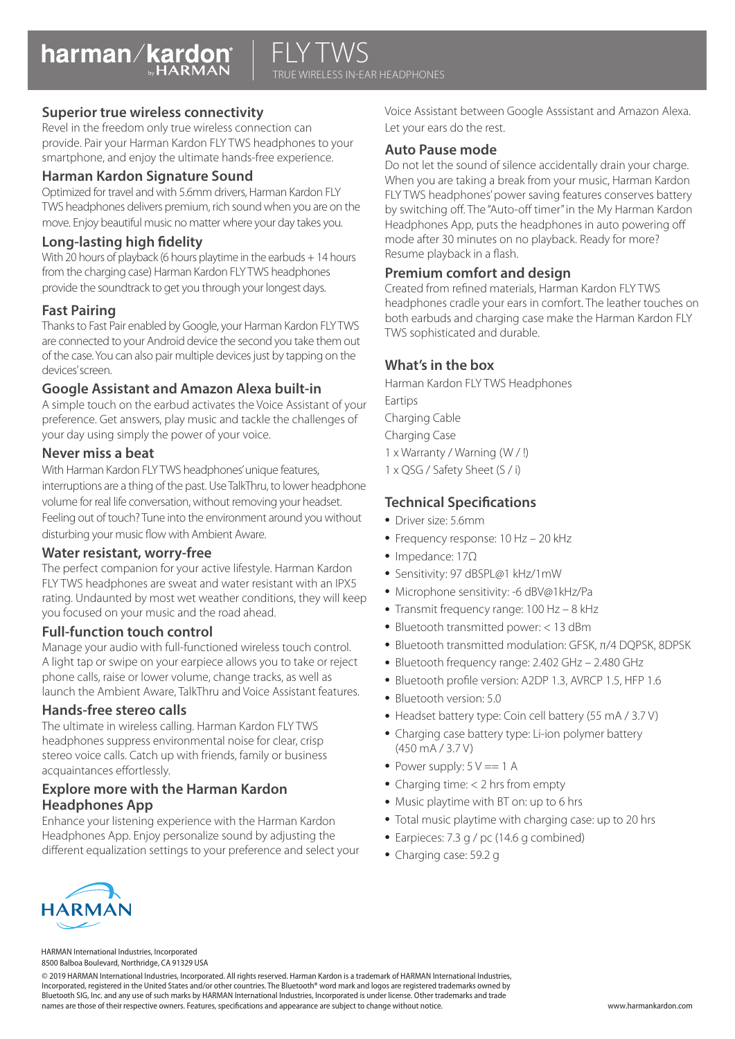# harman/kardon FLY TWS

TRUE WIRELESS IN-EAR HEADPHONES

## Superior true wireless connectivity

Revel in the freedom only true wireless connection can provide. Pair your Harman Kardon FLY TWS headphones to your smartphone, and enjoy the ultimate hands-free experience.

## Harman Kardon Signature Sound

Optimized for travel and with 5.6mm drivers, Harman Kardon FLY TWS headphones delivers premium, rich sound when you are on the move. Enjoy beautiful music no matter where your day takes you.

## Long-lasting high fidelity

With 20 hours of playback (6 hours playtime in the earbuds + 14 hours from the charging case) Harman Kardon FLY TWS headphones provide the soundtrack to get you through your longest days.

## Fast Pairing

Thanks to Fast Pair enabled by Google, your Harman Kardon FLY TWS are connected to your Android device the second you take them out of the case. You can also pair multiple devices just by tapping on the devices' screen.

## Google Assistant and Amazon Alexa built-in

A simple touch on the earbud activates the Voice Assistant of your preference. Get answers, play music and tackle the challenges of your day using simply the power of your voice.

## Never miss a beat

With Harman Kardon FLY TWS headphones' unique features, interruptions are a thing of the past. Use TalkThru, to lower headphone volume for real life conversation, without removing your headset. Feeling out of touch? Tune into the environment around you without disturbing your music flow with Ambient Aware.

## Water resistant, worry-free

The perfect companion for your active lifestyle. Harman Kardon FLY TWS headphones are sweat and water resistant with an IPX5 rating. Undaunted by most wet weather conditions, they will keep you focused on your music and the road ahead.

## Full-function touch control

Manage your audio with full-functioned wireless touch control. A light tap or swipe on your earpiece allows you to take or reject phone calls, raise or lower volume, change tracks, as well as launch the Ambient Aware, TalkThru and Voice Assistant features.

## Hands-free stereo calls

The ultimate in wireless calling. Harman Kardon FLY TWS headphones suppress environmental noise for clear, crisp stereo voice calls. Catch up with friends, family or business acquaintances effortlessly.

## Explore more with the Harman Kardon Headphones App

Enhance your listening experience with the Harman Kardon Headphones App. Enjoy personalize sound by adjusting the different equalization settings to your preference and select your Voice Assistant between Google Asssistant and Amazon Alexa. Let your ears do the rest.

## Auto Pause mode

Do not let the sound of silence accidentally drain your charge. When you are taking a break from your music, Harman Kardon FLY TWS headphones' power saving features conserves battery by switching off. The "Auto-off timer" in the My Harman Kardon Headphones App, puts the headphones in auto powering off mode after 30 minutes on no playback. Ready for more? Resume playback in a flash.

## Premium comfort and design

Created from refined materials, Harman Kardon FLY TWS headphones cradle your ears in comfort. The leather touches on both earbuds and charging case make the Harman Kardon FLY TWS sophisticated and durable.

## What's in the box

Harman Kardon FLY TWS Headphones
Eartips
Charging Cable
Charging Case
1 x Warranty / Warning (W / !)
1 x QSG / Safety Sheet (S / i)

## Technical Specifications

- Driver size: 5.6mm
- Frequency response: 10 Hz – 20 kHz
- Impedance: 17Ω
- Sensitivity: 97 dBSPL@1 kHz/1mW
- Microphone sensitivity: -6 dBV@1kHz/Pa
- Transmit frequency range: 100 Hz – 8 kHz
- Bluetooth transmitted power: < 13 dBm
- Bluetooth transmitted modulation: GFSK, π/4 DQPSK, 8DPSK
- Bluetooth frequency range: 2.402 GHz – 2.480 GHz
- Bluetooth profile version: A2DP 1.3, AVRCP 1.5, HFP 1.6
- Bluetooth version: 5.0
- Headset battery type: Coin cell battery (55 mA / 3.7 V)
- Charging case battery type: Li-ion polymer battery (450 mA / 3.7 V)
- Power supply: 5 V ⎓ 1 A
- Charging time: < 2 hrs from empty
- Music playtime with BT on: up to 6 hrs
- Total music playtime with charging case: up to 20 hrs
- Earpieces: 7.3 g / pc (14.6 g combined)
- Charging case: 59.2 g

HARMAN

HARMAN International Industries, Incorporated
8500 Balboa Boulevard, Northridge, CA 91329 USA

© 2019 HARMAN International Industries, Incorporated. All rights reserved. Harman Kardon is a trademark of HARMAN International Industries, Incorporated, registered in the United States and/or other countries. The Bluetooth® word mark and logos are registered trademarks owned by Bluetooth SIG, Inc. and any use of such marks by HARMAN International Industries, Incorporated is under license. Other trademarks and trade names are those of their respective owners. Features, specifications and appearance are subject to change without notice.

www.harmankardon.com